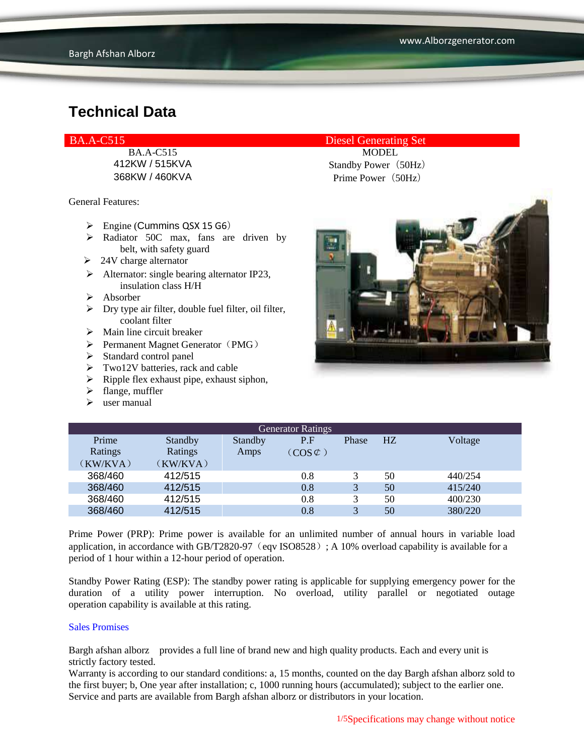# Technical Data

| BA.A-C515 | Diesel Generating Set |
|---|---|
| BA.A-C515 | MODEL |
| 412KW / 515KVA | Standby Power（50Hz） |
| 368KW / 460KVA | Prime Power（50Hz） |

General Features:

- Engine (Cummins QSX 15 G6)
- Radiator 50C max, fans are driven by belt, with safety guard
- 24V charge alternator
- Alternator: single bearing alternator IP23, insulation class H/H
- Absorber
- Dry type air filter, double fuel filter, oil filter, coolant filter
- Main line circuit breaker
- Permanent Magnet Generator（PMG）
- Standard control panel
- Two12V batteries, rack and cable
- Ripple flex exhaust pipe, exhaust siphon,
- flange, muffler
- user manual

| Generator Ratings | | | | | | |
|---|---|---|---|---|---|---|
| Prime Ratings （KW/KVA） | Standby Ratings （KW/KVA） | Standby Amps | P.F （COS⊄） | Phase | HZ | Voltage |
| 368/460 | 412/515 | | 0.8 | 3 | 50 | 440/254 |
| 368/460 | 412/515 | | 0.8 | 3 | 50 | 415/240 |
| 368/460 | 412/515 | | 0.8 | 3 | 50 | 400/230 |
| 368/460 | 412/515 | | 0.8 | 3 | 50 | 380/220 |

Prime Power (PRP): Prime power is available for an unlimited number of annual hours in variable load application, in accordance with GB/T2820-97（eqv ISO8528）; A 10% overload capability is available for a period of 1 hour within a 12-hour period of operation.

Standby Power Rating (ESP): The standby power rating is applicable for supplying emergency power for the duration of a utility power interruption. No overload, utility parallel or negotiated outage operation capability is available at this rating.

Sales Promises

Bargh afshan alborz  provides a full line of brand new and high quality products. Each and every unit is strictly factory tested.
Warranty is according to our standard conditions: a, 15 months, counted on the day Bargh afshan alborz sold to the first buyer; b, One year after installation; c, 1000 running hours (accumulated); subject to the earlier one. Service and parts are available from Bargh afshan alborz or distributors in your location.

Specifications may change without notice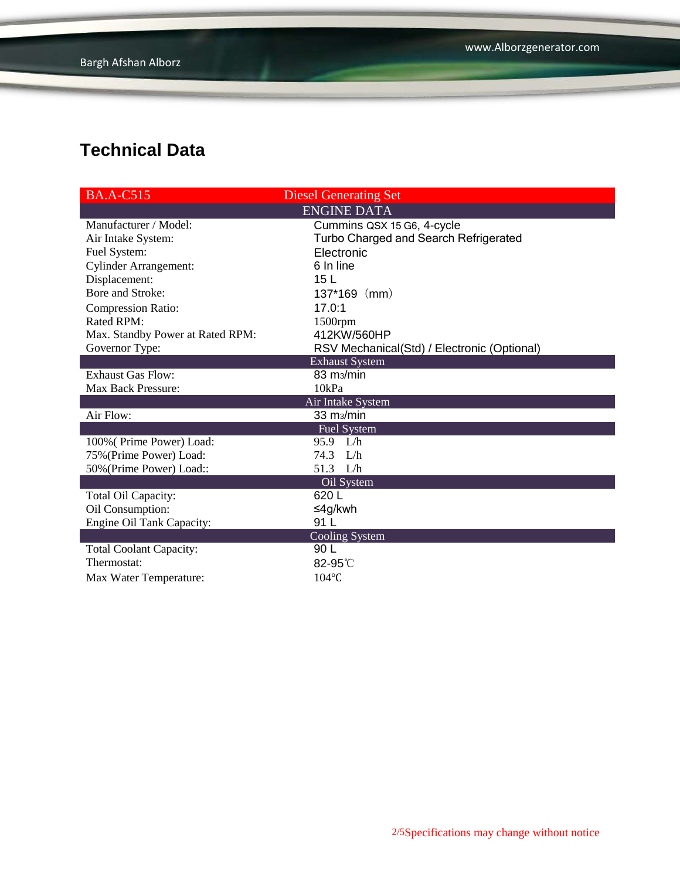## Technical Data

| BA.A-C515 | Diesel Generating Set |
|---|---|
| ENGINE DATA | |
| Manufacturer / Model: | Cummins QSX 15 G6, 4-cycle |
| Air Intake System: | Turbo Charged and Search Refrigerated |
| Fuel System: | Electronic |
| Cylinder Arrangement: | 6 In line |
| Displacement: | 15 L |
| Bore and Stroke: | 137*169（mm） |
| Compression Ratio: | 17.0:1 |
| Rated RPM: | 1500rpm |
| Max. Standby Power at Rated RPM: | 412KW/560HP |
| Governor Type: | RSV Mechanical(Std) / Electronic (Optional) |
| Exhaust System | |
| Exhaust Gas Flow: | 83 $m^3$/min |
| Max Back Pressure: | 10kPa |
| Air Intake System | |
| Air Flow: | 33 $m^3$/min |
| Fuel System | |
| 100%( Prime Power) Load: | 95.9 L/h |
| 75%(Prime Power) Load: | 74.3 L/h |
| 50%(Prime Power) Load:: | 51.3 L/h |
| Oil System | |
| Total Oil Capacity: | 620 L |
| Oil Consumption: | ≤4g/kwh |
| Engine Oil Tank Capacity: | 91 L |
| Cooling System | |
| Total Coolant Capacity: | 90 L |
| Thermostat: | 82-95℃ |
| Max Water Temperature: | 104℃ |

Specifications may change without notice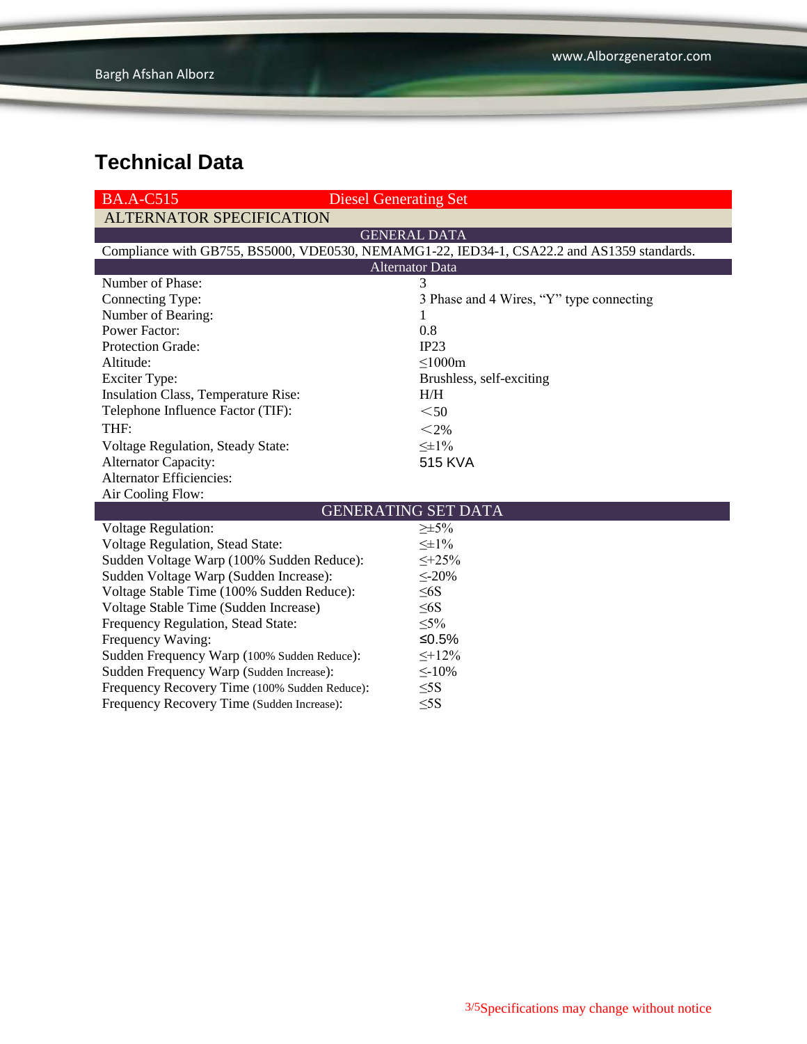# Technical Data

| BA.A-C515 | Diesel Generating Set |
|---|---|
| **ALTERNATOR SPECIFICATION** | |
| **GENERAL DATA** | |
| Compliance with GB755, BS5000, VDE0530, NEMAMG1-22, IED34-1, CSA22.2 and AS1359 standards. | |
| **Alternator Data** | |
| Number of Phase: | 3 |
| Connecting Type: | 3 Phase and 4 Wires, “Y” type connecting |
| Number of Bearing: | 1 |
| Power Factor: | 0.8 |
| Protection Grade: | IP23 |
| Altitude: | ≤1000m |
| Exciter Type: | Brushless, self-exciting |
| Insulation Class, Temperature Rise: | H/H |
| Telephone Influence Factor (TIF): | ＜50 |
| THF: | ＜2% |
| Voltage Regulation, Steady State: | ≤±1% |
| Alternator Capacity: | 515 KVA |
| Alternator Efficiencies: | |
| Air Cooling Flow: | |
| **GENERATING SET DATA** | |
| Voltage Regulation: | ≥±5% |
| Voltage Regulation, Stead State: | ≤±1% |
| Sudden Voltage Warp (100% Sudden Reduce): | ≤+25% |
| Sudden Voltage Warp (Sudden Increase): | ≤-20% |
| Voltage Stable Time (100% Sudden Reduce): | ≤6S |
| Voltage Stable Time (Sudden Increase) | ≤6S |
| Frequency Regulation, Stead State: | ≤5% |
| Frequency Waving: | ≤0.5% |
| Sudden Frequency Warp (100% Sudden Reduce): | ≤+12% |
| Sudden Frequency Warp (Sudden Increase): | ≤-10% |
| Frequency Recovery Time (100% Sudden Reduce): | ≤5S |
| Frequency Recovery Time (Sudden Increase): | ≤5S |

Specifications may change without notice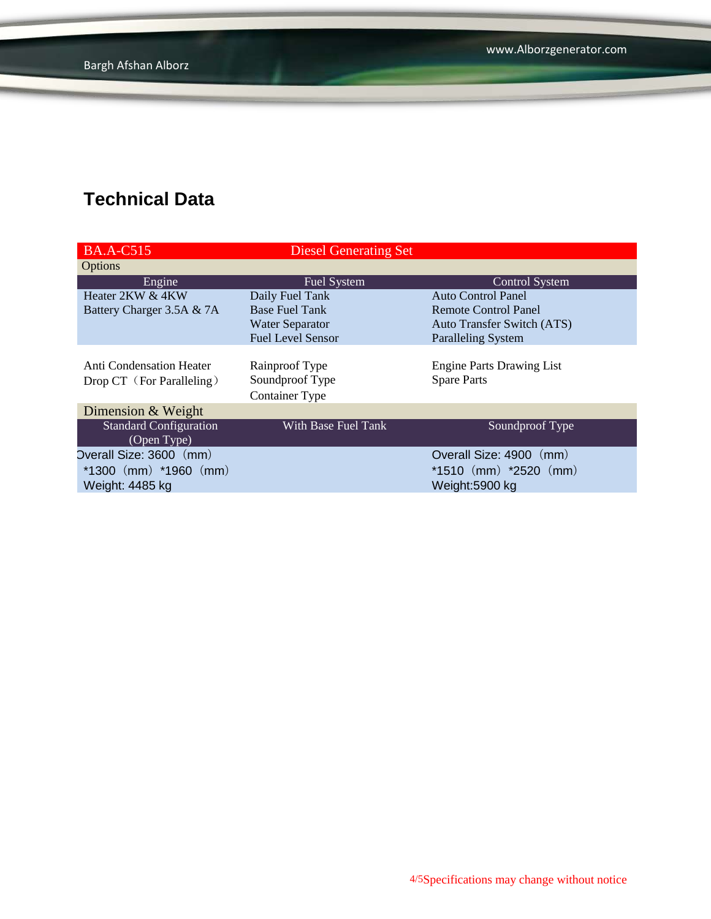## Technical Data

| BA.A-C515 | Diesel Generating Set | |
|---|---|---|
| Options | | |
| Engine | Fuel System | Control System |
| Heater 2KW & 4KW<br>Battery Charger 3.5A & 7A | Daily Fuel Tank<br>Base Fuel Tank<br>Water Separator<br>Fuel Level Sensor | Auto Control Panel<br>Remote Control Panel<br>Auto Transfer Switch (ATS)<br>Paralleling System |
| Anti Condensation Heater<br>Drop CT（For Paralleling） | Rainproof Type<br>Soundproof Type<br>Container Type | Engine Parts Drawing List<br>Spare Parts |
| Dimension & Weight | | |
| Standard Configuration (Open Type) | With Base Fuel Tank | Soundproof Type |
| Overall Size: 3600（mm）*1300（mm）*1960（mm）<br>Weight: 4485 kg | | Overall Size: 4900（mm）*1510（mm）*2520（mm）<br>Weight:5900 kg |

Specifications may change without notice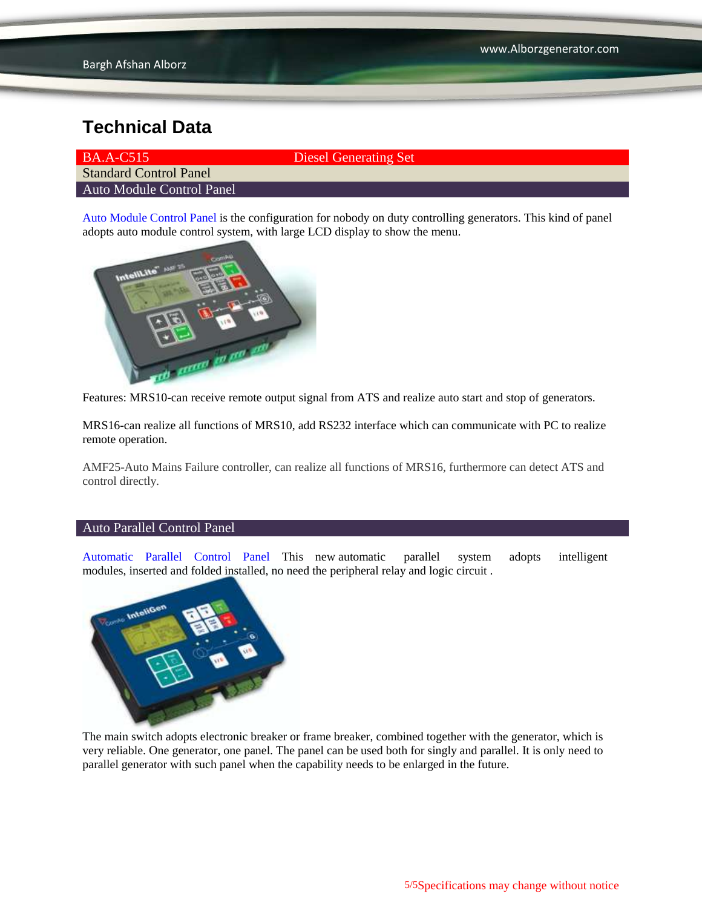## Technical Data

| | |
|---|---|
| BA.A-C515 | Diesel Generating Set |
| Standard Control Panel | |
| Auto Module Control Panel | |

Auto Module Control Panel is the configuration for nobody on duty controlling generators. This kind of panel adopts auto module control system, with large LCD display to show the menu.

Features: MRS10-can receive remote output signal from ATS and realize auto start and stop of generators.

MRS16-can realize all functions of MRS10, add RS232 interface which can communicate with PC to realize remote operation.

AMF25-Auto Mains Failure controller, can realize all functions of MRS16, furthermore can detect ATS and control directly.

### Auto Parallel Control Panel

Automatic Parallel Control Panel This new automatic parallel system adopts intelligent modules, inserted and folded installed, no need the peripheral relay and logic circuit .

The main switch adopts electronic breaker or frame breaker, combined together with the generator, which is very reliable. One generator, one panel. The panel can be used both for singly and parallel. It is only need to parallel generator with such panel when the capability needs to be enlarged in the future.

Specifications may change without notice